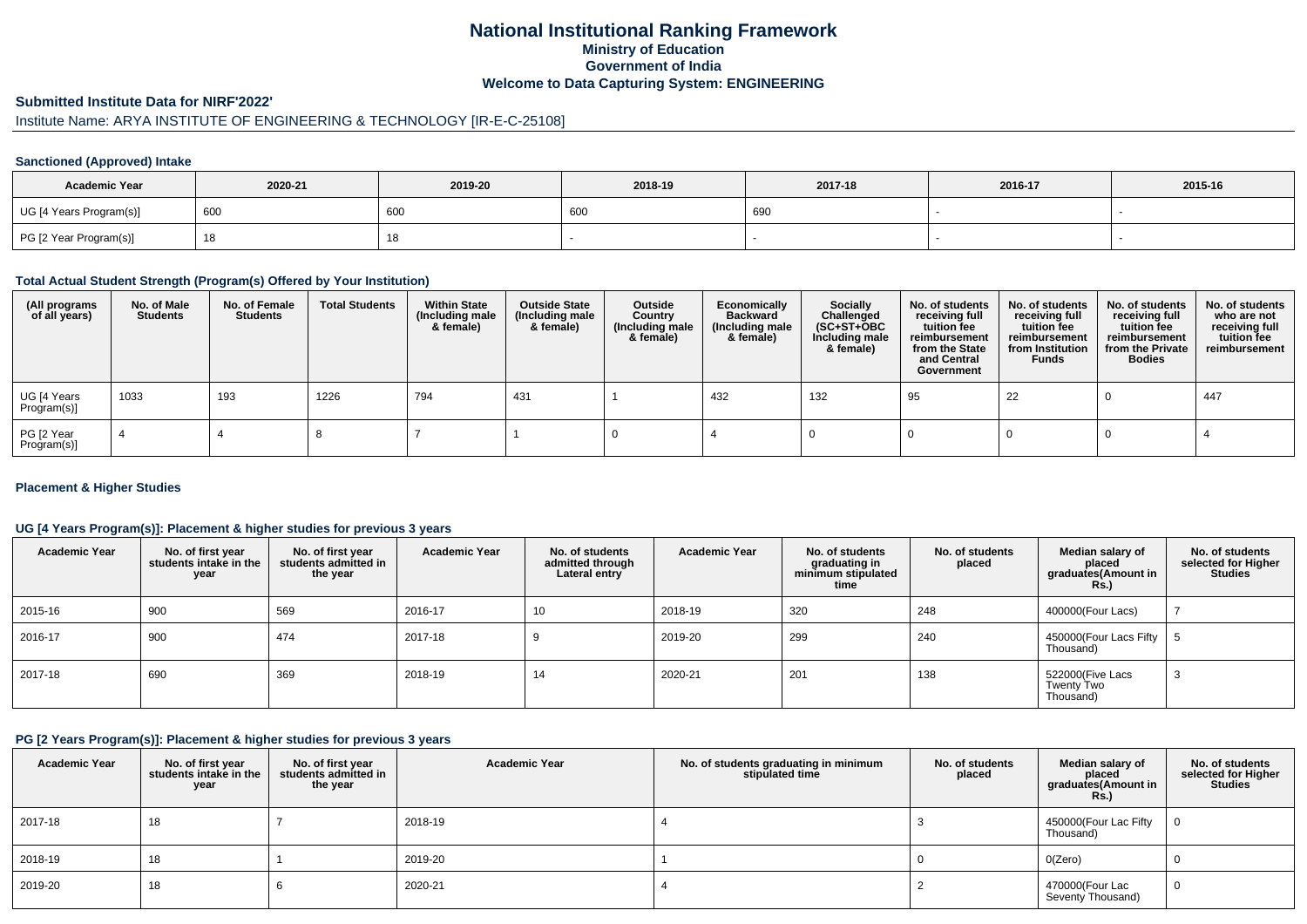# National Institutional Ranking Framework

### Ministry of Education
### Government of India
### Welcome to Data Capturing System: ENGINEERING

## Submitted Institute Data for NIRF'2022'

Institute Name: ARYA INSTITUTE OF ENGINEERING & TECHNOLOGY [IR-E-C-25108]

### Sanctioned (Approved) Intake

| Academic Year | 2020-21 | 2019-20 | 2018-19 | 2017-18 | 2016-17 | 2015-16 |
|---|---|---|---|---|---|---|
| UG [4 Years Program(s)] | 600 | 600 | 600 | 690 | - | - |
| PG [2 Year Program(s)] | 18 | 18 | - | - | - | - |

### Total Actual Student Strength (Program(s) Offered by Your Institution)

| (All programs of all years) | No. of Male Students | No. of Female Students | Total Students | Within State (Including male & female) | Outside State (Including male & female) | Outside Country (Including male & female) | Economically Backward (Including male & female) | Socially Challenged (SC+ST+OBC Including male & female) | No. of students receiving full tuition fee reimbursement from the State and Central Government | No. of students receiving full tuition fee reimbursement from Institution Funds | No. of students receiving full tuition fee reimbursement from the Private Bodies | No. of students who are not receiving full tuition fee reimbursement |
|---|---|---|---|---|---|---|---|---|---|---|---|---|
| UG [4 Years Program(s)] | 1033 | 193 | 1226 | 794 | 431 | 1 | 432 | 132 | 95 | 22 | 0 | 447 |
| PG [2 Year Program(s)] | 4 | 4 | 8 | 7 | 1 | 0 | 4 | 0 | 0 | 0 | 0 | 4 |

### Placement & Higher Studies

### UG [4 Years Program(s)]: Placement & higher studies for previous 3 years

| Academic Year | No. of first year students intake in the year | No. of first year students admitted in the year | Academic Year | No. of students admitted through Lateral entry | Academic Year | No. of students graduating in minimum stipulated time | No. of students placed | Median salary of placed graduates(Amount in Rs.) | No. of students selected for Higher Studies |
|---|---|---|---|---|---|---|---|---|---|
| 2015-16 | 900 | 569 | 2016-17 | 10 | 2018-19 | 320 | 248 | 400000(Four Lacs) | 7 |
| 2016-17 | 900 | 474 | 2017-18 | 9 | 2019-20 | 299 | 240 | 450000(Four Lacs Fifty Thousand) | 5 |
| 2017-18 | 690 | 369 | 2018-19 | 14 | 2020-21 | 201 | 138 | 522000(Five Lacs Twenty Two Thousand) | 3 |

### PG [2 Years Program(s)]: Placement & higher studies for previous 3 years

| Academic Year | No. of first year students intake in the year | No. of first year students admitted in the year | Academic Year | No. of students graduating in minimum stipulated time | No. of students placed | Median salary of placed graduates(Amount in Rs.) | No. of students selected for Higher Studies |
|---|---|---|---|---|---|---|---|
| 2017-18 | 18 | 7 | 2018-19 | 4 | 3 | 450000(Four Lac Fifty Thousand) | 0 |
| 2018-19 | 18 | 1 | 2019-20 | 1 | 0 | 0(Zero) | 0 |
| 2019-20 | 18 | 6 | 2020-21 | 4 | 2 | 470000(Four Lac Seventy Thousand) | 0 |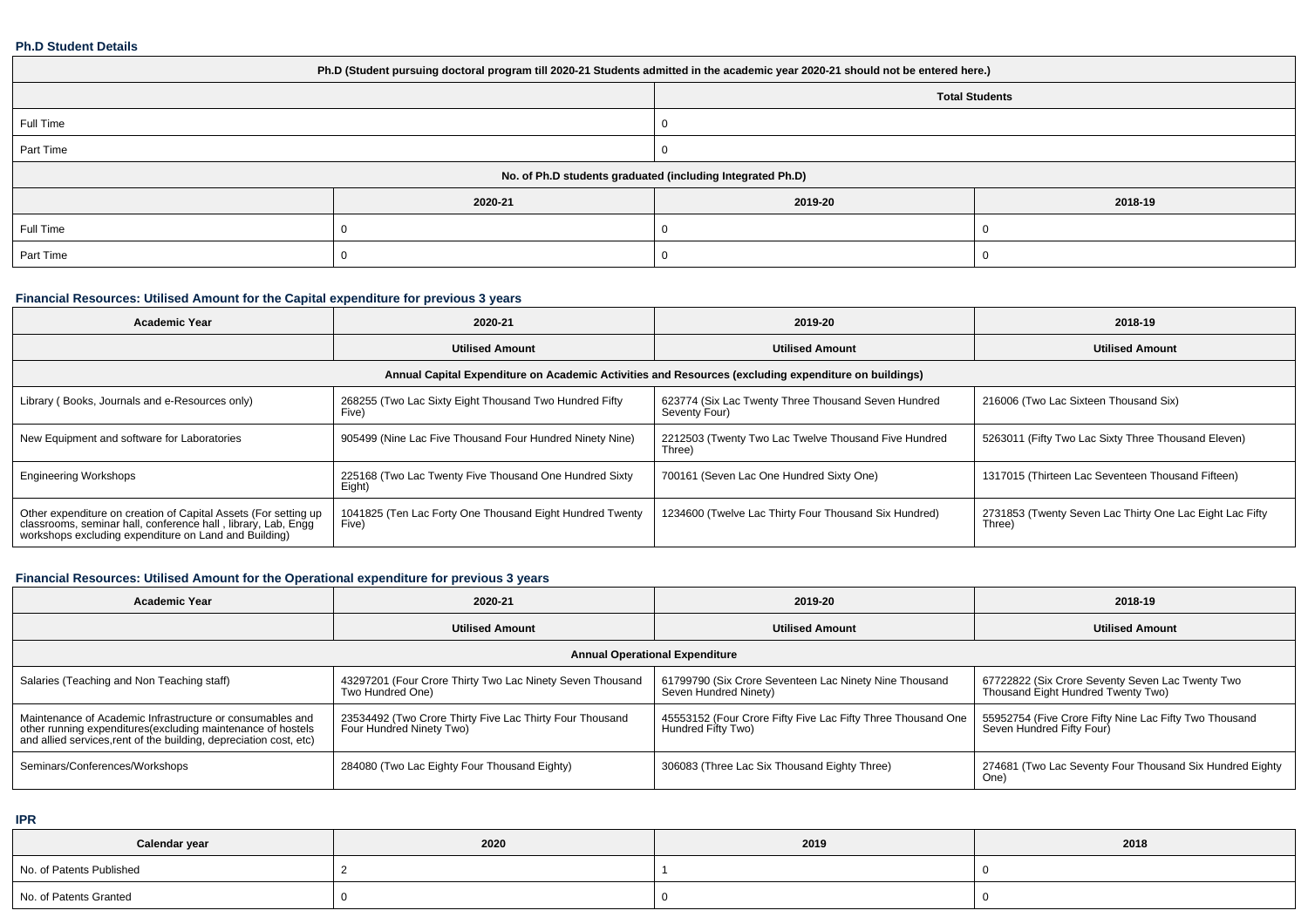### Ph.D Student Details

| Ph.D (Student pursuing doctoral program till 2020-21 Students admitted in the academic year 2020-21 should not be entered here.) | | | |
|---|---|---|---|
| | | Total Students | |
| Full Time | | 0 | |
| Part Time | | 0 | |
| No. of Ph.D students graduated (including Integrated Ph.D) | | | |
| | 2020-21 | 2019-20 | 2018-19 |
| Full Time | 0 | 0 | 0 |
| Part Time | 0 | 0 | 0 |

### Financial Resources: Utilised Amount for the Capital expenditure for previous 3 years

| Academic Year | 2020-21 | 2019-20 | 2018-19 |
|---|---|---|---|
| | Utilised Amount | Utilised Amount | Utilised Amount |
| Annual Capital Expenditure on Academic Activities and Resources (excluding expenditure on buildings) | | | |
| Library ( Books, Journals and e-Resources only) | 268255 (Two Lac Sixty Eight Thousand Two Hundred Fifty Five) | 623774 (Six Lac Twenty Three Thousand Seven Hundred Seventy Four) | 216006 (Two Lac Sixteen Thousand Six) |
| New Equipment and software for Laboratories | 905499 (Nine Lac Five Thousand Four Hundred Ninety Nine) | 2212503 (Twenty Two Lac Twelve Thousand Five Hundred Three) | 5263011 (Fifty Two Lac Sixty Three Thousand Eleven) |
| Engineering Workshops | 225168 (Two Lac Twenty Five Thousand One Hundred Sixty Eight) | 700161 (Seven Lac One Hundred Sixty One) | 1317015 (Thirteen Lac Seventeen Thousand Fifteen) |
| Other expenditure on creation of Capital Assets (For setting up classrooms, seminar hall, conference hall , library, Lab, Engg workshops excluding expenditure on Land and Building) | 1041825 (Ten Lac Forty One Thousand Eight Hundred Twenty Five) | 1234600 (Twelve Lac Thirty Four Thousand Six Hundred) | 2731853 (Twenty Seven Lac Thirty One Lac Eight Lac Fifty Three) |

### Financial Resources: Utilised Amount for the Operational expenditure for previous 3 years

| Academic Year | 2020-21 | 2019-20 | 2018-19 |
|---|---|---|---|
| | Utilised Amount | Utilised Amount | Utilised Amount |
| Annual Operational Expenditure | | | |
| Salaries (Teaching and Non Teaching staff) | 43297201 (Four Crore Thirty Two Lac Ninety Seven Thousand Two Hundred One) | 61799790 (Six Crore Seventeen Lac Ninety Nine Thousand Seven Hundred Ninety) | 67722822 (Six Crore Seventy Seven Lac Twenty Two Thousand Eight Hundred Twenty Two) |
| Maintenance of Academic Infrastructure or consumables and other running expenditures(excluding maintenance of hostels and allied services,rent of the building, depreciation cost, etc) | 23534492 (Two Crore Thirty Five Lac Thirty Four Thousand Four Hundred Ninety Two) | 45553152 (Four Crore Fifty Five Lac Fifty Three Thousand One Hundred Fifty Two) | 55952754 (Five Crore Fifty Nine Lac Fifty Two Thousand Seven Hundred Fifty Four) |
| Seminars/Conferences/Workshops | 284080 (Two Lac Eighty Four Thousand Eighty) | 306083 (Three Lac Six Thousand Eighty Three) | 274681 (Two Lac Seventy Four Thousand Six Hundred Eighty One) |

### IPR

| Calendar year | 2020 | 2019 | 2018 |
|---|---|---|---|
| No. of Patents Published | 2 | 1 | 0 |
| No. of Patents Granted | 0 | 0 | 0 |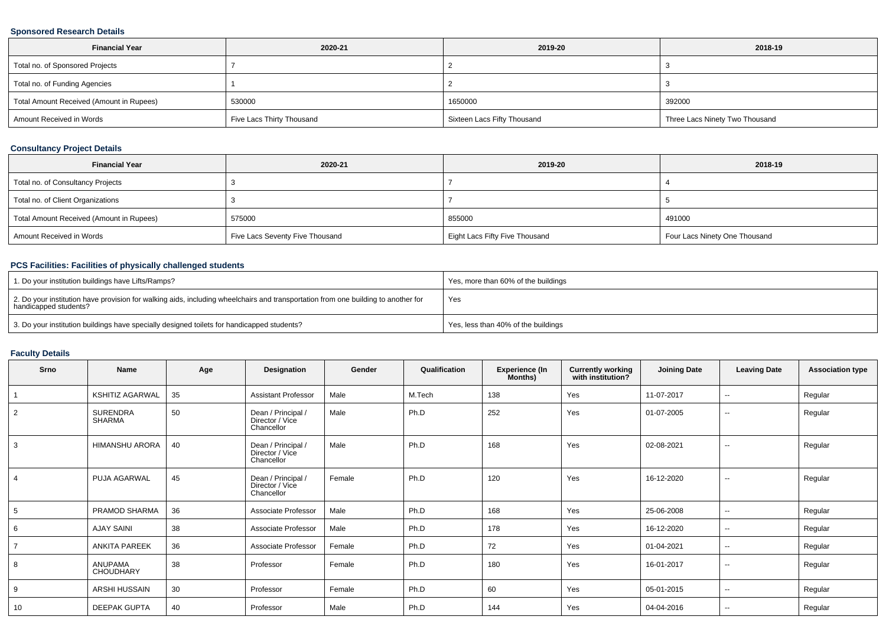### Sponsored Research Details

| Financial Year | 2020-21 | 2019-20 | 2018-19 |
|---|---|---|---|
| Total no. of Sponsored Projects | 7 | 2 | 3 |
| Total no. of Funding Agencies | 1 | 2 | 3 |
| Total Amount Received (Amount in Rupees) | 530000 | 1650000 | 392000 |
| Amount Received in Words | Five Lacs Thirty Thousand | Sixteen Lacs Fifty Thousand | Three Lacs Ninety Two Thousand |

### Consultancy Project Details

| Financial Year | 2020-21 | 2019-20 | 2018-19 |
|---|---|---|---|
| Total no. of Consultancy Projects | 3 | 7 | 4 |
| Total no. of Client Organizations | 3 | 7 | 5 |
| Total Amount Received (Amount in Rupees) | 575000 | 855000 | 491000 |
| Amount Received in Words | Five Lacs Seventy Five Thousand | Eight Lacs Fifty Five Thousand | Four Lacs Ninety One Thousand |

### PCS Facilities: Facilities of physically challenged students

| | |
|---|---|
| 1. Do your institution buildings have Lifts/Ramps? | Yes, more than 60% of the buildings |
| 2. Do your institution have provision for walking aids, including wheelchairs and transportation from one building to another for handicapped students? | Yes |
| 3. Do your institution buildings have specially designed toilets for handicapped students? | Yes, less than 40% of the buildings |

### Faculty Details

| Srno | Name | Age | Designation | Gender | Qualification | Experience (In Months) | Currently working with institution? | Joining Date | Leaving Date | Association type |
|---|---|---|---|---|---|---|---|---|---|---|
| 1 | KSHITIZ AGARWAL | 35 | Assistant Professor | Male | M.Tech | 138 | Yes | 11-07-2017 | -- | Regular |
| 2 | SURENDRA SHARMA | 50 | Dean / Principal / Director / Vice Chancellor | Male | Ph.D | 252 | Yes | 01-07-2005 | -- | Regular |
| 3 | HIMANSHU ARORA | 40 | Dean / Principal / Director / Vice Chancellor | Male | Ph.D | 168 | Yes | 02-08-2021 | -- | Regular |
| 4 | PUJA AGARWAL | 45 | Dean / Principal / Director / Vice Chancellor | Female | Ph.D | 120 | Yes | 16-12-2020 | -- | Regular |
| 5 | PRAMOD SHARMA | 36 | Associate Professor | Male | Ph.D | 168 | Yes | 25-06-2008 | -- | Regular |
| 6 | AJAY SAINI | 38 | Associate Professor | Male | Ph.D | 178 | Yes | 16-12-2020 | -- | Regular |
| 7 | ANKITA PAREEK | 36 | Associate Professor | Female | Ph.D | 72 | Yes | 01-04-2021 | -- | Regular |
| 8 | ANUPAMA CHOUDHARY | 38 | Professor | Female | Ph.D | 180 | Yes | 16-01-2017 | -- | Regular |
| 9 | ARSHI HUSSAIN | 30 | Professor | Female | Ph.D | 60 | Yes | 05-01-2015 | -- | Regular |
| 10 | DEEPAK GUPTA | 40 | Professor | Male | Ph.D | 144 | Yes | 04-04-2016 | -- | Regular |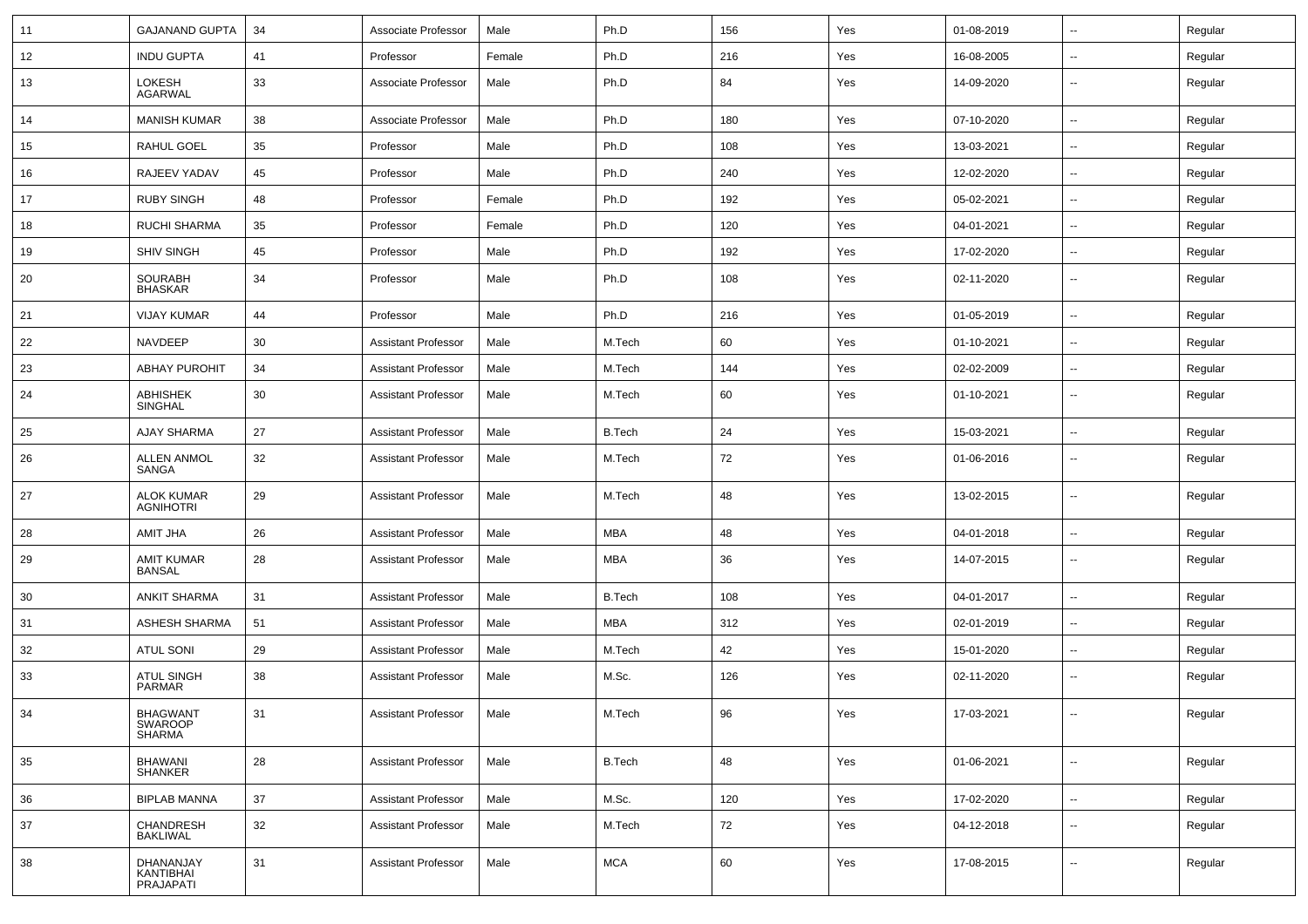| 11 | GAJANAND GUPTA | 34 | Associate Professor | Male | Ph.D | 156 | Yes | 01-08-2019 | -- | Regular |
|---|---|---|---|---|---|---|---|---|---|---|
| 12 | INDU GUPTA | 41 | Professor | Female | Ph.D | 216 | Yes | 16-08-2005 | -- | Regular |
| 13 | LOKESH AGARWAL | 33 | Associate Professor | Male | Ph.D | 84 | Yes | 14-09-2020 | -- | Regular |
| 14 | MANISH KUMAR | 38 | Associate Professor | Male | Ph.D | 180 | Yes | 07-10-2020 | -- | Regular |
| 15 | RAHUL GOEL | 35 | Professor | Male | Ph.D | 108 | Yes | 13-03-2021 | -- | Regular |
| 16 | RAJEEV YADAV | 45 | Professor | Male | Ph.D | 240 | Yes | 12-02-2020 | -- | Regular |
| 17 | RUBY SINGH | 48 | Professor | Female | Ph.D | 192 | Yes | 05-02-2021 | -- | Regular |
| 18 | RUCHI SHARMA | 35 | Professor | Female | Ph.D | 120 | Yes | 04-01-2021 | -- | Regular |
| 19 | SHIV SINGH | 45 | Professor | Male | Ph.D | 192 | Yes | 17-02-2020 | -- | Regular |
| 20 | SOURABH BHASKAR | 34 | Professor | Male | Ph.D | 108 | Yes | 02-11-2020 | -- | Regular |
| 21 | VIJAY KUMAR | 44 | Professor | Male | Ph.D | 216 | Yes | 01-05-2019 | -- | Regular |
| 22 | NAVDEEP | 30 | Assistant Professor | Male | M.Tech | 60 | Yes | 01-10-2021 | -- | Regular |
| 23 | ABHAY PUROHIT | 34 | Assistant Professor | Male | M.Tech | 144 | Yes | 02-02-2009 | -- | Regular |
| 24 | ABHISHEK SINGHAL | 30 | Assistant Professor | Male | M.Tech | 60 | Yes | 01-10-2021 | -- | Regular |
| 25 | AJAY SHARMA | 27 | Assistant Professor | Male | B.Tech | 24 | Yes | 15-03-2021 | -- | Regular |
| 26 | ALLEN ANMOL SANGA | 32 | Assistant Professor | Male | M.Tech | 72 | Yes | 01-06-2016 | -- | Regular |
| 27 | ALOK KUMAR AGNIHOTRI | 29 | Assistant Professor | Male | M.Tech | 48 | Yes | 13-02-2015 | -- | Regular |
| 28 | AMIT JHA | 26 | Assistant Professor | Male | MBA | 48 | Yes | 04-01-2018 | -- | Regular |
| 29 | AMIT KUMAR BANSAL | 28 | Assistant Professor | Male | MBA | 36 | Yes | 14-07-2015 | -- | Regular |
| 30 | ANKIT SHARMA | 31 | Assistant Professor | Male | B.Tech | 108 | Yes | 04-01-2017 | -- | Regular |
| 31 | ASHESH SHARMA | 51 | Assistant Professor | Male | MBA | 312 | Yes | 02-01-2019 | -- | Regular |
| 32 | ATUL SONI | 29 | Assistant Professor | Male | M.Tech | 42 | Yes | 15-01-2020 | -- | Regular |
| 33 | ATUL SINGH PARMAR | 38 | Assistant Professor | Male | M.Sc. | 126 | Yes | 02-11-2020 | -- | Regular |
| 34 | BHAGWANT SWAROOP SHARMA | 31 | Assistant Professor | Male | M.Tech | 96 | Yes | 17-03-2021 | -- | Regular |
| 35 | BHAWANI SHANKER | 28 | Assistant Professor | Male | B.Tech | 48 | Yes | 01-06-2021 | -- | Regular |
| 36 | BIPLAB MANNA | 37 | Assistant Professor | Male | M.Sc. | 120 | Yes | 17-02-2020 | -- | Regular |
| 37 | CHANDRESH BAKLIWAL | 32 | Assistant Professor | Male | M.Tech | 72 | Yes | 04-12-2018 | -- | Regular |
| 38 | DHANANJAY KANTIBHAI PRAJAPATI | 31 | Assistant Professor | Male | MCA | 60 | Yes | 17-08-2015 | -- | Regular |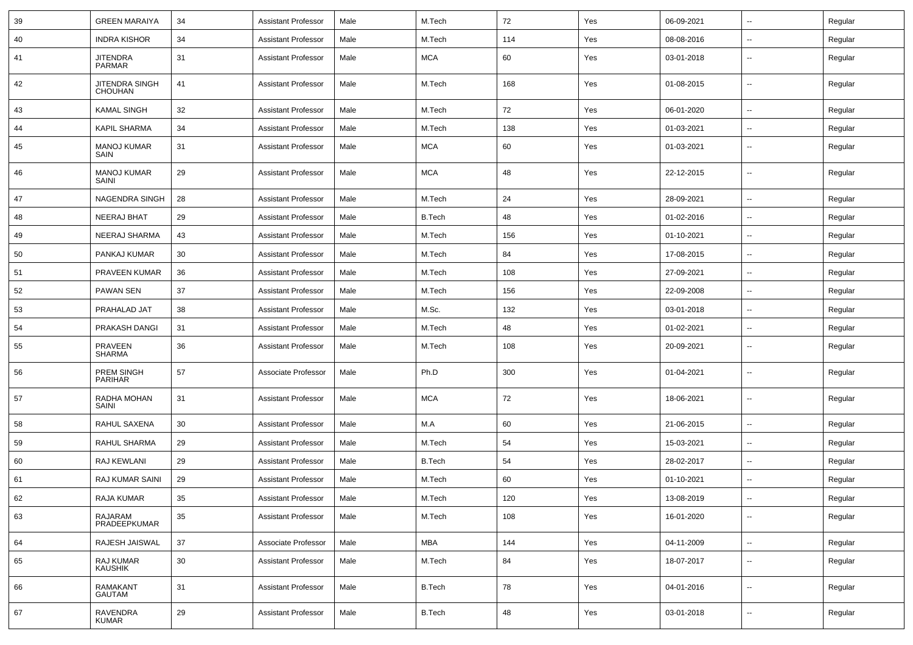| 39 | GREEN MARAIYA | 34 | Assistant Professor | Male | M.Tech | 72 | Yes | 06-09-2021 | -- | Regular |
|---|---|---|---|---|---|---|---|---|---|---|
| 40 | INDRA KISHOR | 34 | Assistant Professor | Male | M.Tech | 114 | Yes | 08-08-2016 | -- | Regular |
| 41 | JITENDRA PARMAR | 31 | Assistant Professor | Male | MCA | 60 | Yes | 03-01-2018 | -- | Regular |
| 42 | JITENDRA SINGH CHOUHAN | 41 | Assistant Professor | Male | M.Tech | 168 | Yes | 01-08-2015 | -- | Regular |
| 43 | KAMAL SINGH | 32 | Assistant Professor | Male | M.Tech | 72 | Yes | 06-01-2020 | -- | Regular |
| 44 | KAPIL SHARMA | 34 | Assistant Professor | Male | M.Tech | 138 | Yes | 01-03-2021 | -- | Regular |
| 45 | MANOJ KUMAR SAIN | 31 | Assistant Professor | Male | MCA | 60 | Yes | 01-03-2021 | -- | Regular |
| 46 | MANOJ KUMAR SAINI | 29 | Assistant Professor | Male | MCA | 48 | Yes | 22-12-2015 | -- | Regular |
| 47 | NAGENDRA SINGH | 28 | Assistant Professor | Male | M.Tech | 24 | Yes | 28-09-2021 | -- | Regular |
| 48 | NEERAJ BHAT | 29 | Assistant Professor | Male | B.Tech | 48 | Yes | 01-02-2016 | -- | Regular |
| 49 | NEERAJ SHARMA | 43 | Assistant Professor | Male | M.Tech | 156 | Yes | 01-10-2021 | -- | Regular |
| 50 | PANKAJ KUMAR | 30 | Assistant Professor | Male | M.Tech | 84 | Yes | 17-08-2015 | -- | Regular |
| 51 | PRAVEEN KUMAR | 36 | Assistant Professor | Male | M.Tech | 108 | Yes | 27-09-2021 | -- | Regular |
| 52 | PAWAN SEN | 37 | Assistant Professor | Male | M.Tech | 156 | Yes | 22-09-2008 | -- | Regular |
| 53 | PRAHALAD JAT | 38 | Assistant Professor | Male | M.Sc. | 132 | Yes | 03-01-2018 | -- | Regular |
| 54 | PRAKASH DANGI | 31 | Assistant Professor | Male | M.Tech | 48 | Yes | 01-02-2021 | -- | Regular |
| 55 | PRAVEEN SHARMA | 36 | Assistant Professor | Male | M.Tech | 108 | Yes | 20-09-2021 | -- | Regular |
| 56 | PREM SINGH PARIHAR | 57 | Associate Professor | Male | Ph.D | 300 | Yes | 01-04-2021 | -- | Regular |
| 57 | RADHA MOHAN SAINI | 31 | Assistant Professor | Male | MCA | 72 | Yes | 18-06-2021 | -- | Regular |
| 58 | RAHUL SAXENA | 30 | Assistant Professor | Male | M.A | 60 | Yes | 21-06-2015 | -- | Regular |
| 59 | RAHUL SHARMA | 29 | Assistant Professor | Male | M.Tech | 54 | Yes | 15-03-2021 | -- | Regular |
| 60 | RAJ KEWLANI | 29 | Assistant Professor | Male | B.Tech | 54 | Yes | 28-02-2017 | -- | Regular |
| 61 | RAJ KUMAR SAINI | 29 | Assistant Professor | Male | M.Tech | 60 | Yes | 01-10-2021 | -- | Regular |
| 62 | RAJA KUMAR | 35 | Assistant Professor | Male | M.Tech | 120 | Yes | 13-08-2019 | -- | Regular |
| 63 | RAJARAM PRADEEPKUMAR | 35 | Assistant Professor | Male | M.Tech | 108 | Yes | 16-01-2020 | -- | Regular |
| 64 | RAJESH JAISWAL | 37 | Associate Professor | Male | MBA | 144 | Yes | 04-11-2009 | -- | Regular |
| 65 | RAJ KUMAR KAUSHIK | 30 | Assistant Professor | Male | M.Tech | 84 | Yes | 18-07-2017 | -- | Regular |
| 66 | RAMAKANT GAUTAM | 31 | Assistant Professor | Male | B.Tech | 78 | Yes | 04-01-2016 | -- | Regular |
| 67 | RAVENDRA KUMAR | 29 | Assistant Professor | Male | B.Tech | 48 | Yes | 03-01-2018 | -- | Regular |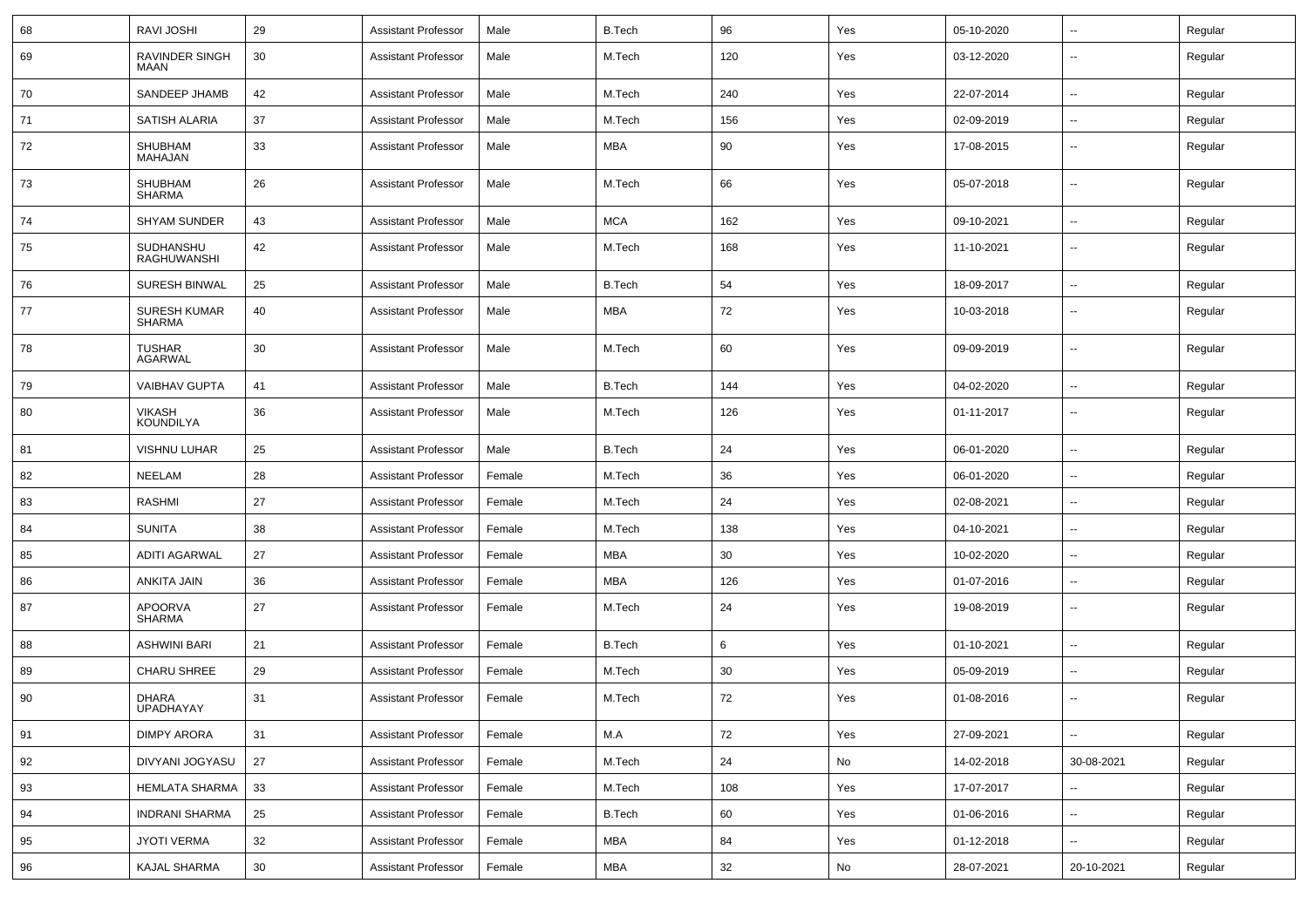| 68 | RAVI JOSHI | 29 | Assistant Professor | Male | B.Tech | 96 | Yes | 05-10-2020 | -- | Regular |
|---|---|---|---|---|---|---|---|---|---|---|
| 69 | RAVINDER SINGH MAAN | 30 | Assistant Professor | Male | M.Tech | 120 | Yes | 03-12-2020 | -- | Regular |
| 70 | SANDEEP JHAMB | 42 | Assistant Professor | Male | M.Tech | 240 | Yes | 22-07-2014 | -- | Regular |
| 71 | SATISH ALARIA | 37 | Assistant Professor | Male | M.Tech | 156 | Yes | 02-09-2019 | -- | Regular |
| 72 | SHUBHAM MAHAJAN | 33 | Assistant Professor | Male | MBA | 90 | Yes | 17-08-2015 | -- | Regular |
| 73 | SHUBHAM SHARMA | 26 | Assistant Professor | Male | M.Tech | 66 | Yes | 05-07-2018 | -- | Regular |
| 74 | SHYAM SUNDER | 43 | Assistant Professor | Male | MCA | 162 | Yes | 09-10-2021 | -- | Regular |
| 75 | SUDHANSHU RAGHUWANSHI | 42 | Assistant Professor | Male | M.Tech | 168 | Yes | 11-10-2021 | -- | Regular |
| 76 | SURESH BINWAL | 25 | Assistant Professor | Male | B.Tech | 54 | Yes | 18-09-2017 | -- | Regular |
| 77 | SURESH KUMAR SHARMA | 40 | Assistant Professor | Male | MBA | 72 | Yes | 10-03-2018 | -- | Regular |
| 78 | TUSHAR AGARWAL | 30 | Assistant Professor | Male | M.Tech | 60 | Yes | 09-09-2019 | -- | Regular |
| 79 | VAIBHAV GUPTA | 41 | Assistant Professor | Male | B.Tech | 144 | Yes | 04-02-2020 | -- | Regular |
| 80 | VIKASH KOUNDILYA | 36 | Assistant Professor | Male | M.Tech | 126 | Yes | 01-11-2017 | -- | Regular |
| 81 | VISHNU LUHAR | 25 | Assistant Professor | Male | B.Tech | 24 | Yes | 06-01-2020 | -- | Regular |
| 82 | NEELAM | 28 | Assistant Professor | Female | M.Tech | 36 | Yes | 06-01-2020 | -- | Regular |
| 83 | RASHMI | 27 | Assistant Professor | Female | M.Tech | 24 | Yes | 02-08-2021 | -- | Regular |
| 84 | SUNITA | 38 | Assistant Professor | Female | M.Tech | 138 | Yes | 04-10-2021 | -- | Regular |
| 85 | ADITI AGARWAL | 27 | Assistant Professor | Female | MBA | 30 | Yes | 10-02-2020 | -- | Regular |
| 86 | ANKITA JAIN | 36 | Assistant Professor | Female | MBA | 126 | Yes | 01-07-2016 | -- | Regular |
| 87 | APOORVA SHARMA | 27 | Assistant Professor | Female | M.Tech | 24 | Yes | 19-08-2019 | -- | Regular |
| 88 | ASHWINI BARI | 21 | Assistant Professor | Female | B.Tech | 6 | Yes | 01-10-2021 | -- | Regular |
| 89 | CHARU SHREE | 29 | Assistant Professor | Female | M.Tech | 30 | Yes | 05-09-2019 | -- | Regular |
| 90 | DHARA UPADHAYAY | 31 | Assistant Professor | Female | M.Tech | 72 | Yes | 01-08-2016 | -- | Regular |
| 91 | DIMPY ARORA | 31 | Assistant Professor | Female | M.A | 72 | Yes | 27-09-2021 | -- | Regular |
| 92 | DIVYANI JOGYASU | 27 | Assistant Professor | Female | M.Tech | 24 | No | 14-02-2018 | 30-08-2021 | Regular |
| 93 | HEMLATA SHARMA | 33 | Assistant Professor | Female | M.Tech | 108 | Yes | 17-07-2017 | -- | Regular |
| 94 | INDRANI SHARMA | 25 | Assistant Professor | Female | B.Tech | 60 | Yes | 01-06-2016 | -- | Regular |
| 95 | JYOTI VERMA | 32 | Assistant Professor | Female | MBA | 84 | Yes | 01-12-2018 | -- | Regular |
| 96 | KAJAL SHARMA | 30 | Assistant Professor | Female | MBA | 32 | No | 28-07-2021 | 20-10-2021 | Regular |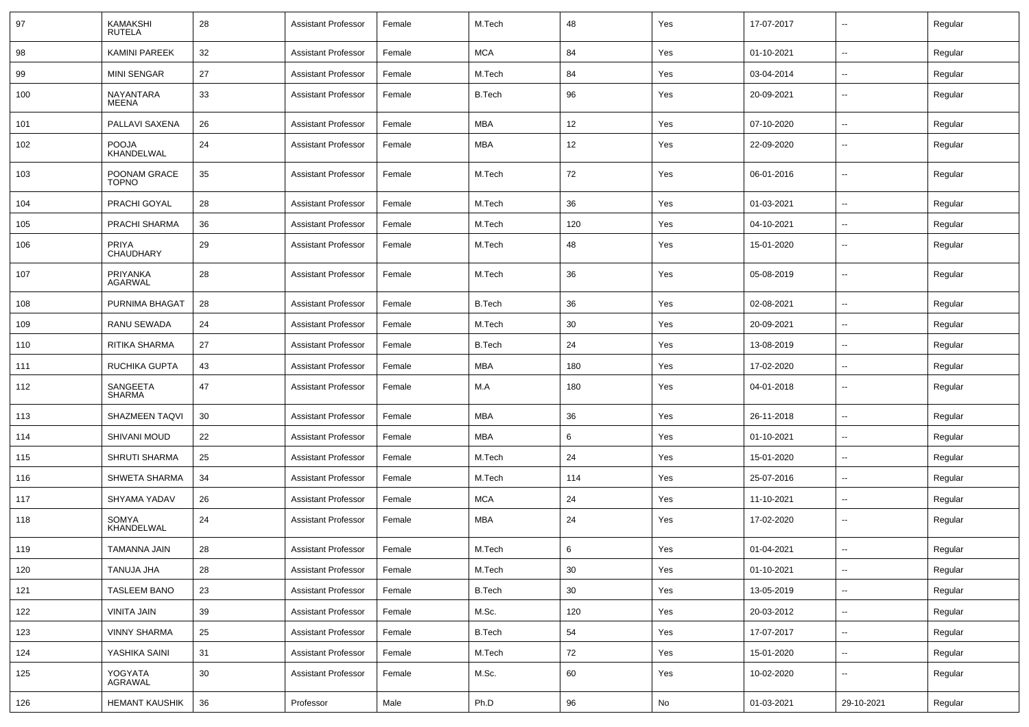| 97 | KAMAKSHI RUTELA | 28 | Assistant Professor | Female | M.Tech | 48 | Yes | 17-07-2017 | -- | Regular |
|---|---|---|---|---|---|---|---|---|---|---|
| 98 | KAMINI PAREEK | 32 | Assistant Professor | Female | MCA | 84 | Yes | 01-10-2021 | -- | Regular |
| 99 | MINI SENGAR | 27 | Assistant Professor | Female | M.Tech | 84 | Yes | 03-04-2014 | -- | Regular |
| 100 | NAYANTARA MEENA | 33 | Assistant Professor | Female | B.Tech | 96 | Yes | 20-09-2021 | -- | Regular |
| 101 | PALLAVI SAXENA | 26 | Assistant Professor | Female | MBA | 12 | Yes | 07-10-2020 | -- | Regular |
| 102 | POOJA KHANDELWAL | 24 | Assistant Professor | Female | MBA | 12 | Yes | 22-09-2020 | -- | Regular |
| 103 | POONAM GRACE TOPNO | 35 | Assistant Professor | Female | M.Tech | 72 | Yes | 06-01-2016 | -- | Regular |
| 104 | PRACHI GOYAL | 28 | Assistant Professor | Female | M.Tech | 36 | Yes | 01-03-2021 | -- | Regular |
| 105 | PRACHI SHARMA | 36 | Assistant Professor | Female | M.Tech | 120 | Yes | 04-10-2021 | -- | Regular |
| 106 | PRIYA CHAUDHARY | 29 | Assistant Professor | Female | M.Tech | 48 | Yes | 15-01-2020 | -- | Regular |
| 107 | PRIYANKA AGARWAL | 28 | Assistant Professor | Female | M.Tech | 36 | Yes | 05-08-2019 | -- | Regular |
| 108 | PURNIMA BHAGAT | 28 | Assistant Professor | Female | B.Tech | 36 | Yes | 02-08-2021 | -- | Regular |
| 109 | RANU SEWADA | 24 | Assistant Professor | Female | M.Tech | 30 | Yes | 20-09-2021 | -- | Regular |
| 110 | RITIKA SHARMA | 27 | Assistant Professor | Female | B.Tech | 24 | Yes | 13-08-2019 | -- | Regular |
| 111 | RUCHIKA GUPTA | 43 | Assistant Professor | Female | MBA | 180 | Yes | 17-02-2020 | -- | Regular |
| 112 | SANGEETA SHARMA | 47 | Assistant Professor | Female | M.A | 180 | Yes | 04-01-2018 | -- | Regular |
| 113 | SHAZMEEN TAQVI | 30 | Assistant Professor | Female | MBA | 36 | Yes | 26-11-2018 | -- | Regular |
| 114 | SHIVANI MOUD | 22 | Assistant Professor | Female | MBA | 6 | Yes | 01-10-2021 | -- | Regular |
| 115 | SHRUTI SHARMA | 25 | Assistant Professor | Female | M.Tech | 24 | Yes | 15-01-2020 | -- | Regular |
| 116 | SHWETA SHARMA | 34 | Assistant Professor | Female | M.Tech | 114 | Yes | 25-07-2016 | -- | Regular |
| 117 | SHYAMA YADAV | 26 | Assistant Professor | Female | MCA | 24 | Yes | 11-10-2021 | -- | Regular |
| 118 | SOMYA KHANDELWAL | 24 | Assistant Professor | Female | MBA | 24 | Yes | 17-02-2020 | -- | Regular |
| 119 | TAMANNA JAIN | 28 | Assistant Professor | Female | M.Tech | 6 | Yes | 01-04-2021 | -- | Regular |
| 120 | TANUJA JHA | 28 | Assistant Professor | Female | M.Tech | 30 | Yes | 01-10-2021 | -- | Regular |
| 121 | TASLEEM BANO | 23 | Assistant Professor | Female | B.Tech | 30 | Yes | 13-05-2019 | -- | Regular |
| 122 | VINITA JAIN | 39 | Assistant Professor | Female | M.Sc. | 120 | Yes | 20-03-2012 | -- | Regular |
| 123 | VINNY SHARMA | 25 | Assistant Professor | Female | B.Tech | 54 | Yes | 17-07-2017 | -- | Regular |
| 124 | YASHIKA SAINI | 31 | Assistant Professor | Female | M.Tech | 72 | Yes | 15-01-2020 | -- | Regular |
| 125 | YOGYATA AGRAWAL | 30 | Assistant Professor | Female | M.Sc. | 60 | Yes | 10-02-2020 | -- | Regular |
| 126 | HEMANT KAUSHIK | 36 | Professor | Male | Ph.D | 96 | No | 01-03-2021 | 29-10-2021 | Regular |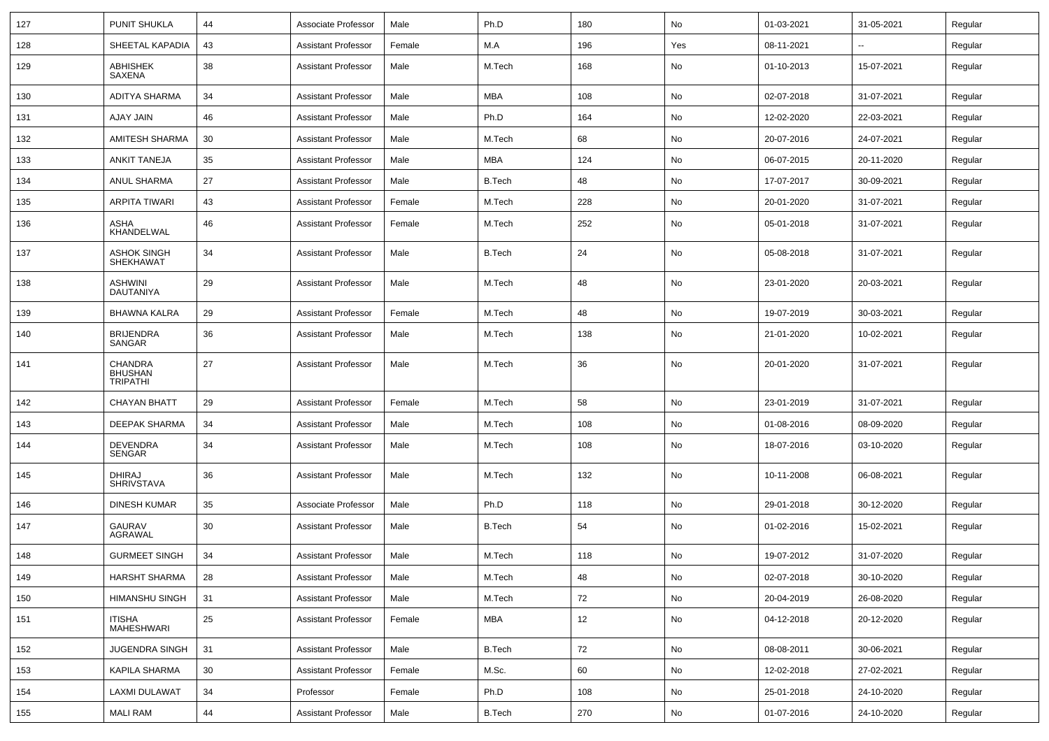| 127 | PUNIT SHUKLA | 44 | Associate Professor | Male | Ph.D | 180 | No | 01-03-2021 | 31-05-2021 | Regular |
|---|---|---|---|---|---|---|---|---|---|---|
| 128 | SHEETAL KAPADIA | 43 | Assistant Professor | Female | M.A | 196 | Yes | 08-11-2021 | -- | Regular |
| 129 | ABHISHEK SAXENA | 38 | Assistant Professor | Male | M.Tech | 168 | No | 01-10-2013 | 15-07-2021 | Regular |
| 130 | ADITYA SHARMA | 34 | Assistant Professor | Male | MBA | 108 | No | 02-07-2018 | 31-07-2021 | Regular |
| 131 | AJAY JAIN | 46 | Assistant Professor | Male | Ph.D | 164 | No | 12-02-2020 | 22-03-2021 | Regular |
| 132 | AMITESH SHARMA | 30 | Assistant Professor | Male | M.Tech | 68 | No | 20-07-2016 | 24-07-2021 | Regular |
| 133 | ANKIT TANEJA | 35 | Assistant Professor | Male | MBA | 124 | No | 06-07-2015 | 20-11-2020 | Regular |
| 134 | ANUL SHARMA | 27 | Assistant Professor | Male | B.Tech | 48 | No | 17-07-2017 | 30-09-2021 | Regular |
| 135 | ARPITA TIWARI | 43 | Assistant Professor | Female | M.Tech | 228 | No | 20-01-2020 | 31-07-2021 | Regular |
| 136 | ASHA KHANDELWAL | 46 | Assistant Professor | Female | M.Tech | 252 | No | 05-01-2018 | 31-07-2021 | Regular |
| 137 | ASHOK SINGH SHEKHAWAT | 34 | Assistant Professor | Male | B.Tech | 24 | No | 05-08-2018 | 31-07-2021 | Regular |
| 138 | ASHWINI DAUTANIYA | 29 | Assistant Professor | Male | M.Tech | 48 | No | 23-01-2020 | 20-03-2021 | Regular |
| 139 | BHAWNA KALRA | 29 | Assistant Professor | Female | M.Tech | 48 | No | 19-07-2019 | 30-03-2021 | Regular |
| 140 | BRIJENDRA SANGAR | 36 | Assistant Professor | Male | M.Tech | 138 | No | 21-01-2020 | 10-02-2021 | Regular |
| 141 | CHANDRA BHUSHAN TRIPATHI | 27 | Assistant Professor | Male | M.Tech | 36 | No | 20-01-2020 | 31-07-2021 | Regular |
| 142 | CHAYAN BHATT | 29 | Assistant Professor | Female | M.Tech | 58 | No | 23-01-2019 | 31-07-2021 | Regular |
| 143 | DEEPAK SHARMA | 34 | Assistant Professor | Male | M.Tech | 108 | No | 01-08-2016 | 08-09-2020 | Regular |
| 144 | DEVENDRA SENGAR | 34 | Assistant Professor | Male | M.Tech | 108 | No | 18-07-2016 | 03-10-2020 | Regular |
| 145 | DHIRAJ SHRIVSTAVA | 36 | Assistant Professor | Male | M.Tech | 132 | No | 10-11-2008 | 06-08-2021 | Regular |
| 146 | DINESH KUMAR | 35 | Associate Professor | Male | Ph.D | 118 | No | 29-01-2018 | 30-12-2020 | Regular |
| 147 | GAURAV AGRAWAL | 30 | Assistant Professor | Male | B.Tech | 54 | No | 01-02-2016 | 15-02-2021 | Regular |
| 148 | GURMEET SINGH | 34 | Assistant Professor | Male | M.Tech | 118 | No | 19-07-2012 | 31-07-2020 | Regular |
| 149 | HARSHT SHARMA | 28 | Assistant Professor | Male | M.Tech | 48 | No | 02-07-2018 | 30-10-2020 | Regular |
| 150 | HIMANSHU SINGH | 31 | Assistant Professor | Male | M.Tech | 72 | No | 20-04-2019 | 26-08-2020 | Regular |
| 151 | ITISHA MAHESHWARI | 25 | Assistant Professor | Female | MBA | 12 | No | 04-12-2018 | 20-12-2020 | Regular |
| 152 | JUGENDRA SINGH | 31 | Assistant Professor | Male | B.Tech | 72 | No | 08-08-2011 | 30-06-2021 | Regular |
| 153 | KAPILA SHARMA | 30 | Assistant Professor | Female | M.Sc. | 60 | No | 12-02-2018 | 27-02-2021 | Regular |
| 154 | LAXMI DULAWAT | 34 | Professor | Female | Ph.D | 108 | No | 25-01-2018 | 24-10-2020 | Regular |
| 155 | MALI RAM | 44 | Assistant Professor | Male | B.Tech | 270 | No | 01-07-2016 | 24-10-2020 | Regular |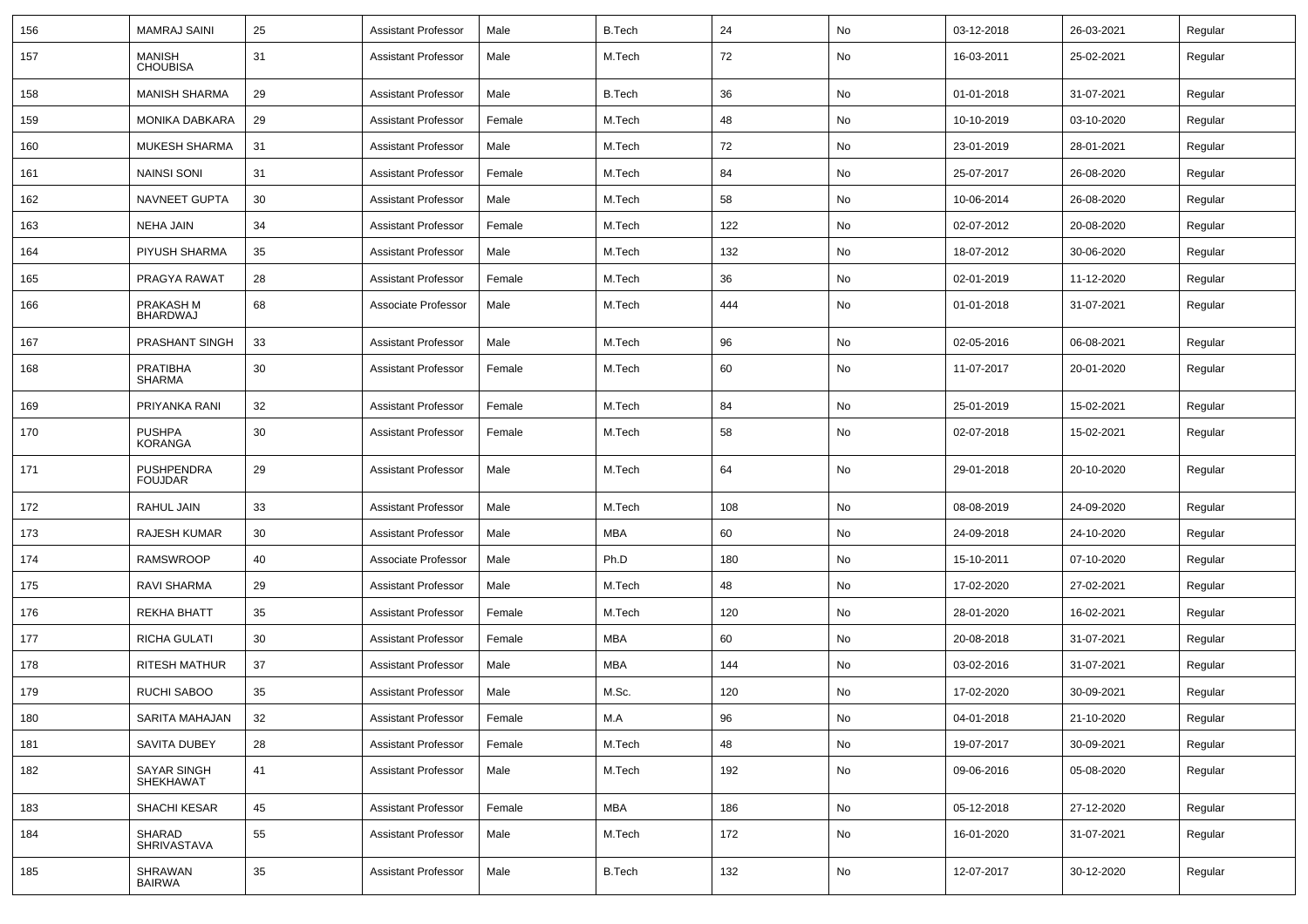| 156 | MAMRAJ SAINI | 25 | Assistant Professor | Male | B.Tech | 24 | No | 03-12-2018 | 26-03-2021 | Regular |
|---|---|---|---|---|---|---|---|---|---|---|
| 157 | MANISH CHOUBISA | 31 | Assistant Professor | Male | M.Tech | 72 | No | 16-03-2011 | 25-02-2021 | Regular |
| 158 | MANISH SHARMA | 29 | Assistant Professor | Male | B.Tech | 36 | No | 01-01-2018 | 31-07-2021 | Regular |
| 159 | MONIKA DABKARA | 29 | Assistant Professor | Female | M.Tech | 48 | No | 10-10-2019 | 03-10-2020 | Regular |
| 160 | MUKESH SHARMA | 31 | Assistant Professor | Male | M.Tech | 72 | No | 23-01-2019 | 28-01-2021 | Regular |
| 161 | NAINSI SONI | 31 | Assistant Professor | Female | M.Tech | 84 | No | 25-07-2017 | 26-08-2020 | Regular |
| 162 | NAVNEET GUPTA | 30 | Assistant Professor | Male | M.Tech | 58 | No | 10-06-2014 | 26-08-2020 | Regular |
| 163 | NEHA JAIN | 34 | Assistant Professor | Female | M.Tech | 122 | No | 02-07-2012 | 20-08-2020 | Regular |
| 164 | PIYUSH SHARMA | 35 | Assistant Professor | Male | M.Tech | 132 | No | 18-07-2012 | 30-06-2020 | Regular |
| 165 | PRAGYA RAWAT | 28 | Assistant Professor | Female | M.Tech | 36 | No | 02-01-2019 | 11-12-2020 | Regular |
| 166 | PRAKASH M BHARDWAJ | 68 | Associate Professor | Male | M.Tech | 444 | No | 01-01-2018 | 31-07-2021 | Regular |
| 167 | PRASHANT SINGH | 33 | Assistant Professor | Male | M.Tech | 96 | No | 02-05-2016 | 06-08-2021 | Regular |
| 168 | PRATIBHA SHARMA | 30 | Assistant Professor | Female | M.Tech | 60 | No | 11-07-2017 | 20-01-2020 | Regular |
| 169 | PRIYANKA RANI | 32 | Assistant Professor | Female | M.Tech | 84 | No | 25-01-2019 | 15-02-2021 | Regular |
| 170 | PUSHPA KORANGA | 30 | Assistant Professor | Female | M.Tech | 58 | No | 02-07-2018 | 15-02-2021 | Regular |
| 171 | PUSHPENDRA FOUJDAR | 29 | Assistant Professor | Male | M.Tech | 64 | No | 29-01-2018 | 20-10-2020 | Regular |
| 172 | RAHUL JAIN | 33 | Assistant Professor | Male | M.Tech | 108 | No | 08-08-2019 | 24-09-2020 | Regular |
| 173 | RAJESH KUMAR | 30 | Assistant Professor | Male | MBA | 60 | No | 24-09-2018 | 24-10-2020 | Regular |
| 174 | RAMSWROOP | 40 | Associate Professor | Male | Ph.D | 180 | No | 15-10-2011 | 07-10-2020 | Regular |
| 175 | RAVI SHARMA | 29 | Assistant Professor | Male | M.Tech | 48 | No | 17-02-2020 | 27-02-2021 | Regular |
| 176 | REKHA BHATT | 35 | Assistant Professor | Female | M.Tech | 120 | No | 28-01-2020 | 16-02-2021 | Regular |
| 177 | RICHA GULATI | 30 | Assistant Professor | Female | MBA | 60 | No | 20-08-2018 | 31-07-2021 | Regular |
| 178 | RITESH MATHUR | 37 | Assistant Professor | Male | MBA | 144 | No | 03-02-2016 | 31-07-2021 | Regular |
| 179 | RUCHI SABOO | 35 | Assistant Professor | Male | M.Sc. | 120 | No | 17-02-2020 | 30-09-2021 | Regular |
| 180 | SARITA MAHAJAN | 32 | Assistant Professor | Female | M.A | 96 | No | 04-01-2018 | 21-10-2020 | Regular |
| 181 | SAVITA DUBEY | 28 | Assistant Professor | Female | M.Tech | 48 | No | 19-07-2017 | 30-09-2021 | Regular |
| 182 | SAYAR SINGH SHEKHAWAT | 41 | Assistant Professor | Male | M.Tech | 192 | No | 09-06-2016 | 05-08-2020 | Regular |
| 183 | SHACHI KESAR | 45 | Assistant Professor | Female | MBA | 186 | No | 05-12-2018 | 27-12-2020 | Regular |
| 184 | SHARAD SHRIVASTAVA | 55 | Assistant Professor | Male | M.Tech | 172 | No | 16-01-2020 | 31-07-2021 | Regular |
| 185 | SHRAWAN BAIRWA | 35 | Assistant Professor | Male | B.Tech | 132 | No | 12-07-2017 | 30-12-2020 | Regular |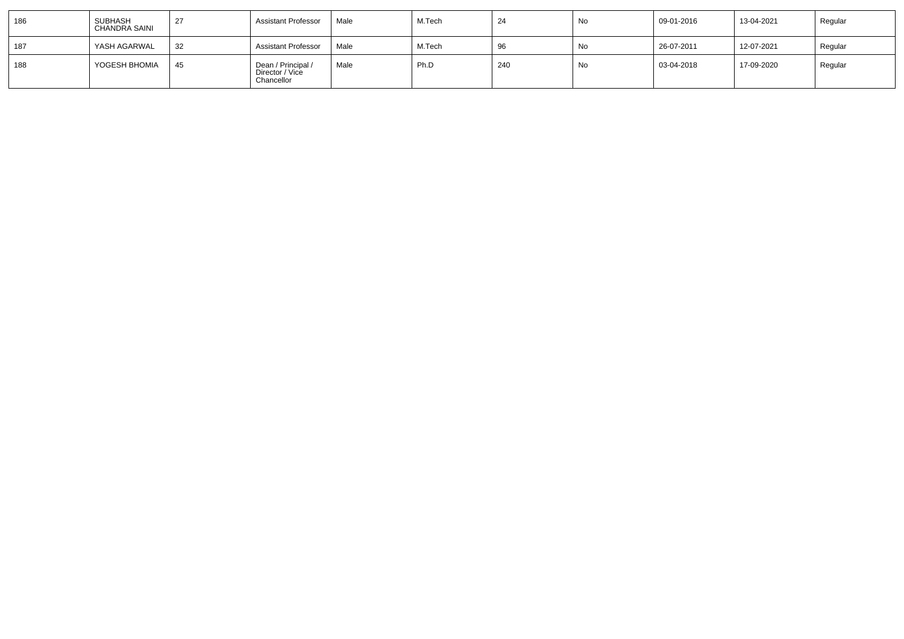| | | | | | | | | | | |
|---|---|---|---|---|---|---|---|---|---|---|
| 186 | SUBHASH CHANDRA SAINI | 27 | Assistant Professor | Male | M.Tech | 24 | No | 09-01-2016 | 13-04-2021 | Regular |
| 187 | YASH AGARWAL | 32 | Assistant Professor | Male | M.Tech | 96 | No | 26-07-2011 | 12-07-2021 | Regular |
| 188 | YOGESH BHOMIA | 45 | Dean / Principal / Director / Vice Chancellor | Male | Ph.D | 240 | No | 03-04-2018 | 17-09-2020 | Regular |